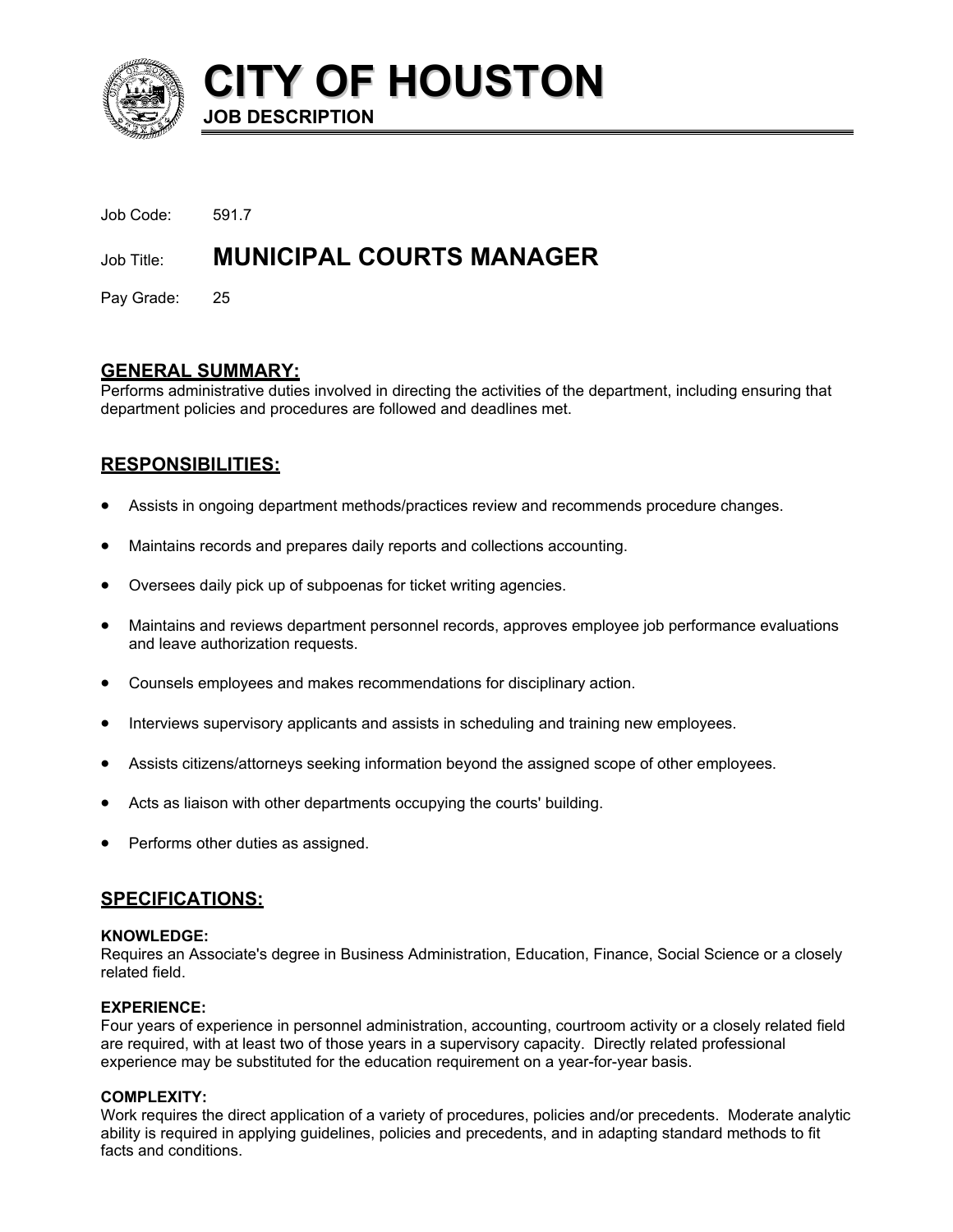# CITY OF HOUSTON

**JOB DESCRIPTION**

Job Code: 591.7

Job Title: **MUNICIPAL COURTS MANAGER**

Pay Grade: 25

## GENERAL SUMMARY:

Performs administrative duties involved in directing the activities of the department, including ensuring that department policies and procedures are followed and deadlines met.

## RESPONSIBILITIES:

- Assists in ongoing department methods/practices review and recommends procedure changes.
- Maintains records and prepares daily reports and collections accounting.
- Oversees daily pick up of subpoenas for ticket writing agencies.
- Maintains and reviews department personnel records, approves employee job performance evaluations and leave authorization requests.
- Counsels employees and makes recommendations for disciplinary action.
- Interviews supervisory applicants and assists in scheduling and training new employees.
- Assists citizens/attorneys seeking information beyond the assigned scope of other employees.
- Acts as liaison with other departments occupying the courts' building.
- Performs other duties as assigned.

## SPECIFICATIONS:

**KNOWLEDGE:**
Requires an Associate's degree in Business Administration, Education, Finance, Social Science or a closely related field.

**EXPERIENCE:**
Four years of experience in personnel administration, accounting, courtroom activity or a closely related field are required, with at least two of those years in a supervisory capacity. Directly related professional experience may be substituted for the education requirement on a year-for-year basis.

**COMPLEXITY:**
Work requires the direct application of a variety of procedures, policies and/or precedents. Moderate analytic ability is required in applying guidelines, policies and precedents, and in adapting standard methods to fit facts and conditions.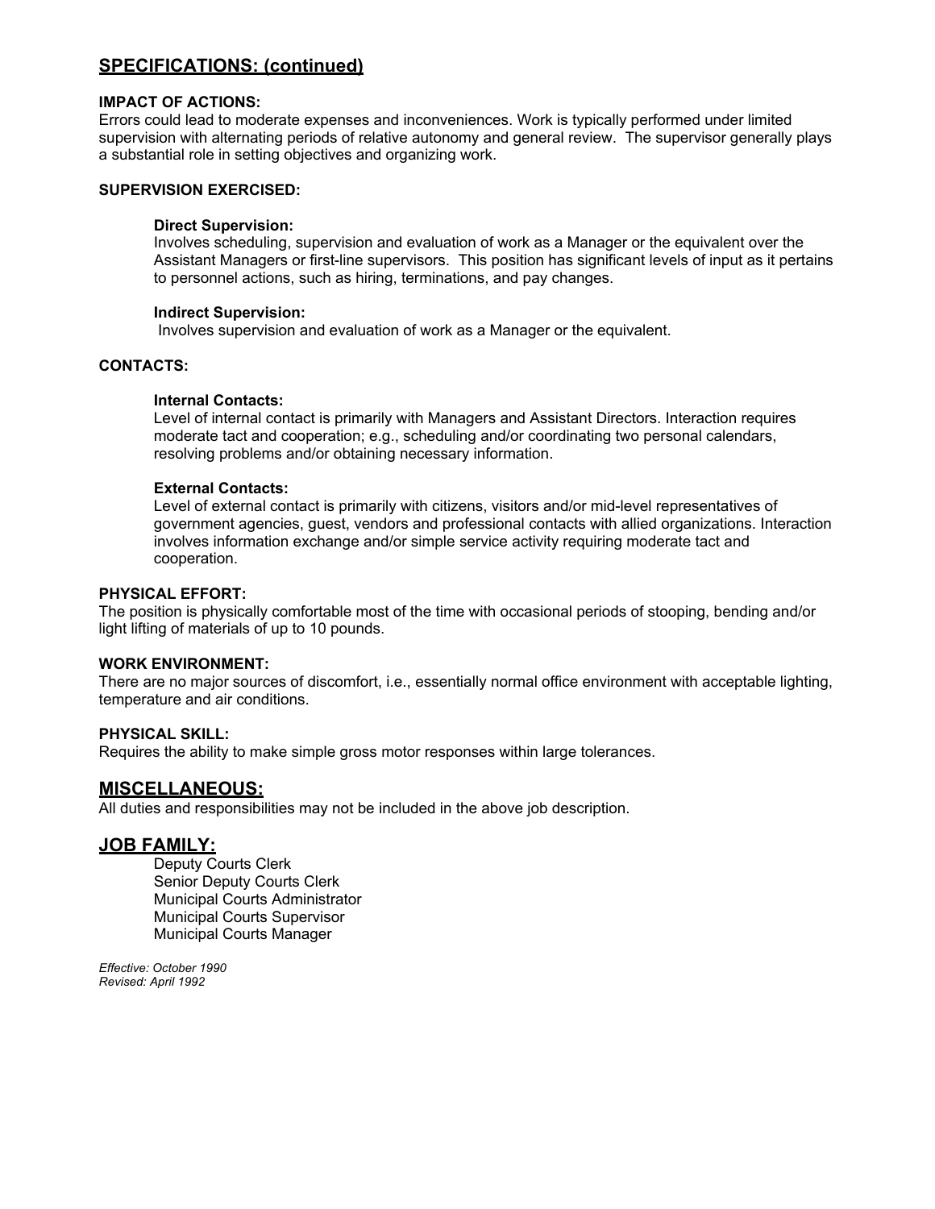## SPECIFICATIONS: (continued)

**IMPACT OF ACTIONS:**
Errors could lead to moderate expenses and inconveniences. Work is typically performed under limited supervision with alternating periods of relative autonomy and general review. The supervisor generally plays a substantial role in setting objectives and organizing work.

**SUPERVISION EXERCISED:**

**Direct Supervision:**
Involves scheduling, supervision and evaluation of work as a Manager or the equivalent over the Assistant Managers or first-line supervisors. This position has significant levels of input as it pertains to personnel actions, such as hiring, terminations, and pay changes.

**Indirect Supervision:**
Involves supervision and evaluation of work as a Manager or the equivalent.

**CONTACTS:**

**Internal Contacts:**
Level of internal contact is primarily with Managers and Assistant Directors. Interaction requires moderate tact and cooperation; e.g., scheduling and/or coordinating two personal calendars, resolving problems and/or obtaining necessary information.

**External Contacts:**
Level of external contact is primarily with citizens, visitors and/or mid-level representatives of government agencies, guest, vendors and professional contacts with allied organizations. Interaction involves information exchange and/or simple service activity requiring moderate tact and cooperation.

**PHYSICAL EFFORT:**
The position is physically comfortable most of the time with occasional periods of stooping, bending and/or light lifting of materials of up to 10 pounds.

**WORK ENVIRONMENT:**
There are no major sources of discomfort, i.e., essentially normal office environment with acceptable lighting, temperature and air conditions.

**PHYSICAL SKILL:**
Requires the ability to make simple gross motor responses within large tolerances.

## MISCELLANEOUS:
All duties and responsibilities may not be included in the above job description.

## JOB FAMILY:
Deputy Courts Clerk
Senior Deputy Courts Clerk
Municipal Courts Administrator
Municipal Courts Supervisor
Municipal Courts Manager

*Effective: October 1990*
*Revised: April 1992*